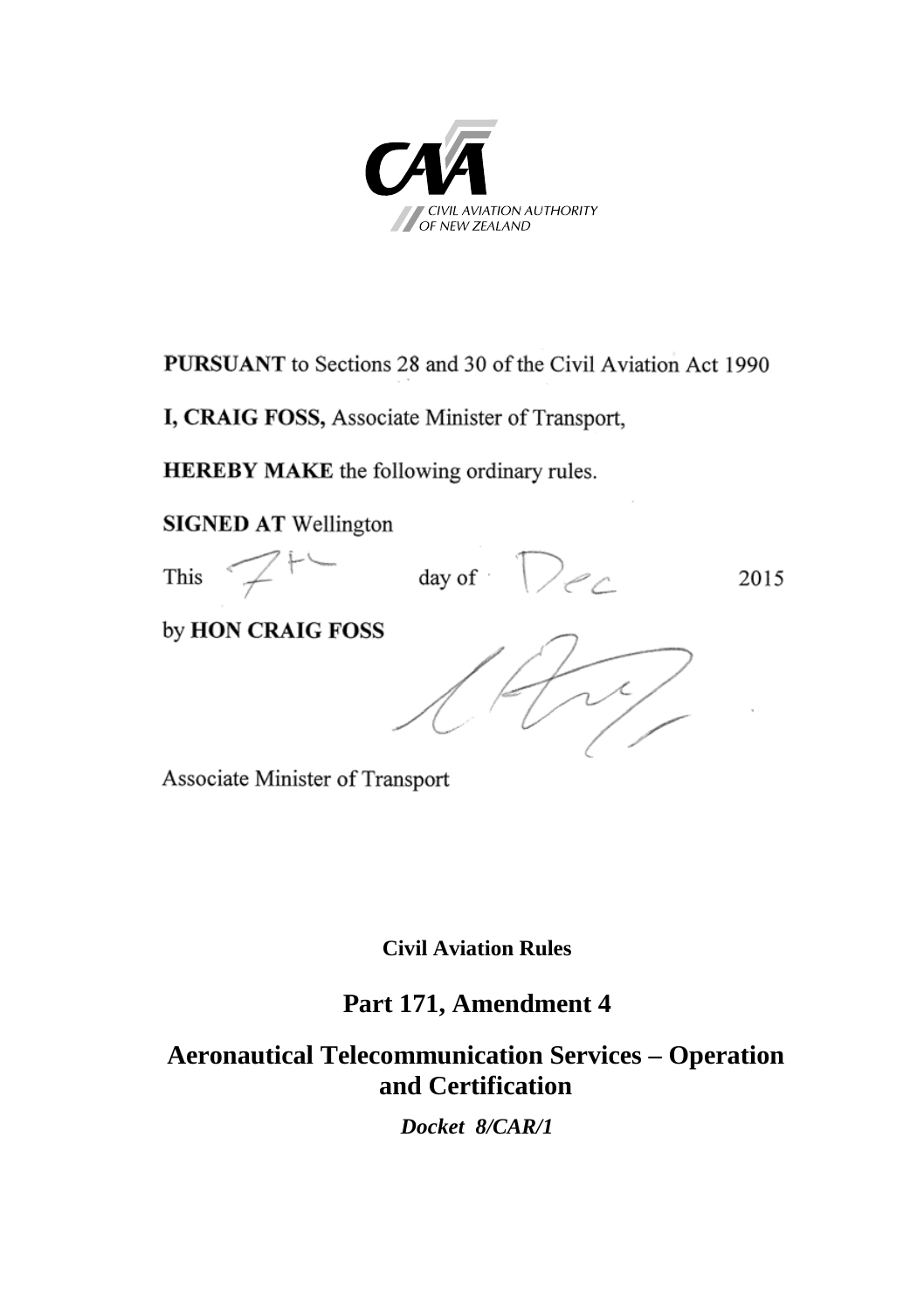CIVIL AVIATION AUTHORITY OF NEW ZEALAND

**PURSUANT** to Sections 28 and 30 of the Civil Aviation Act 1990

**I, CRAIG FOSS,** Associate Minister of Transport,

**HEREBY MAKE** the following ordinary rules.

**SIGNED AT** Wellington

This 7th day of Dec 2015

by **HON CRAIG FOSS**

Associate Minister of Transport

**Civil Aviation Rules**

## Part 171, Amendment 4

## Aeronautical Telecommunication Services – Operation and Certification

***Docket 8/CAR/1***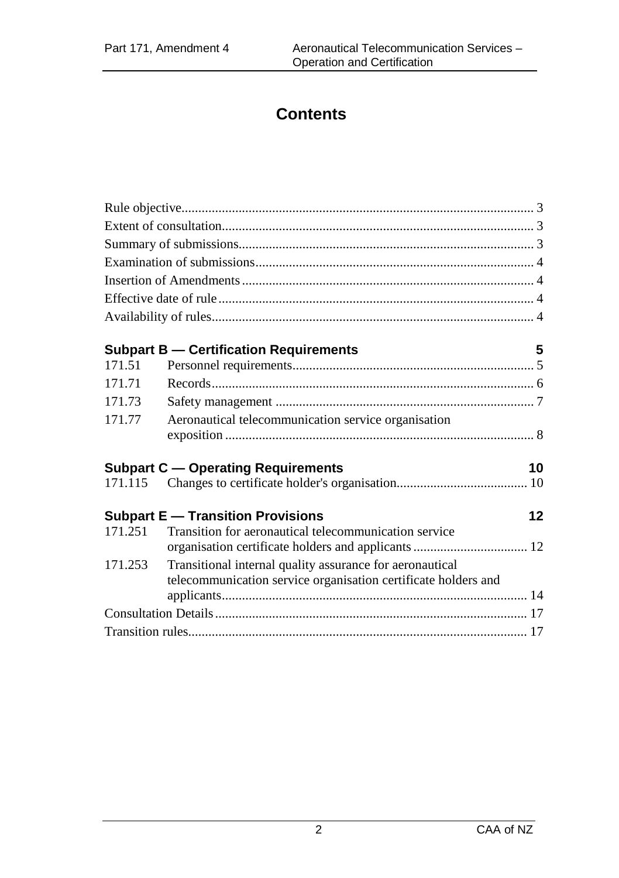# Contents

Rule objective........................................................................................................ 3

Extent of consultation............................................................................................ 3

Summary of submissions....................................................................................... 3

Examination of submissions.................................................................................. 4

Insertion of Amendments...................................................................................... 4

Effective date of rule............................................................................................. 4

Availability of rules............................................................................................... 4

**Subpart B — Certification Requirements** 5

| | | |
|---|---|---|
| 171.51 | Personnel requirements | 5 |
| 171.71 | Records | 6 |
| 171.73 | Safety management | 7 |
| 171.77 | Aeronautical telecommunication service organisation exposition | 8 |

**Subpart C — Operating Requirements** 10

| | | |
|---|---|---|
| 171.115 | Changes to certificate holder's organisation | 10 |

**Subpart E — Transition Provisions** 12

| | | |
|---|---|---|
| 171.251 | Transition for aeronautical telecommunication service organisation certificate holders and applicants | 12 |
| 171.253 | Transitional internal quality assurance for aeronautical telecommunication service organisation certificate holders and applicants | 14 |

Consultation Details............................................................................................ 17

Transition rules.................................................................................................... 17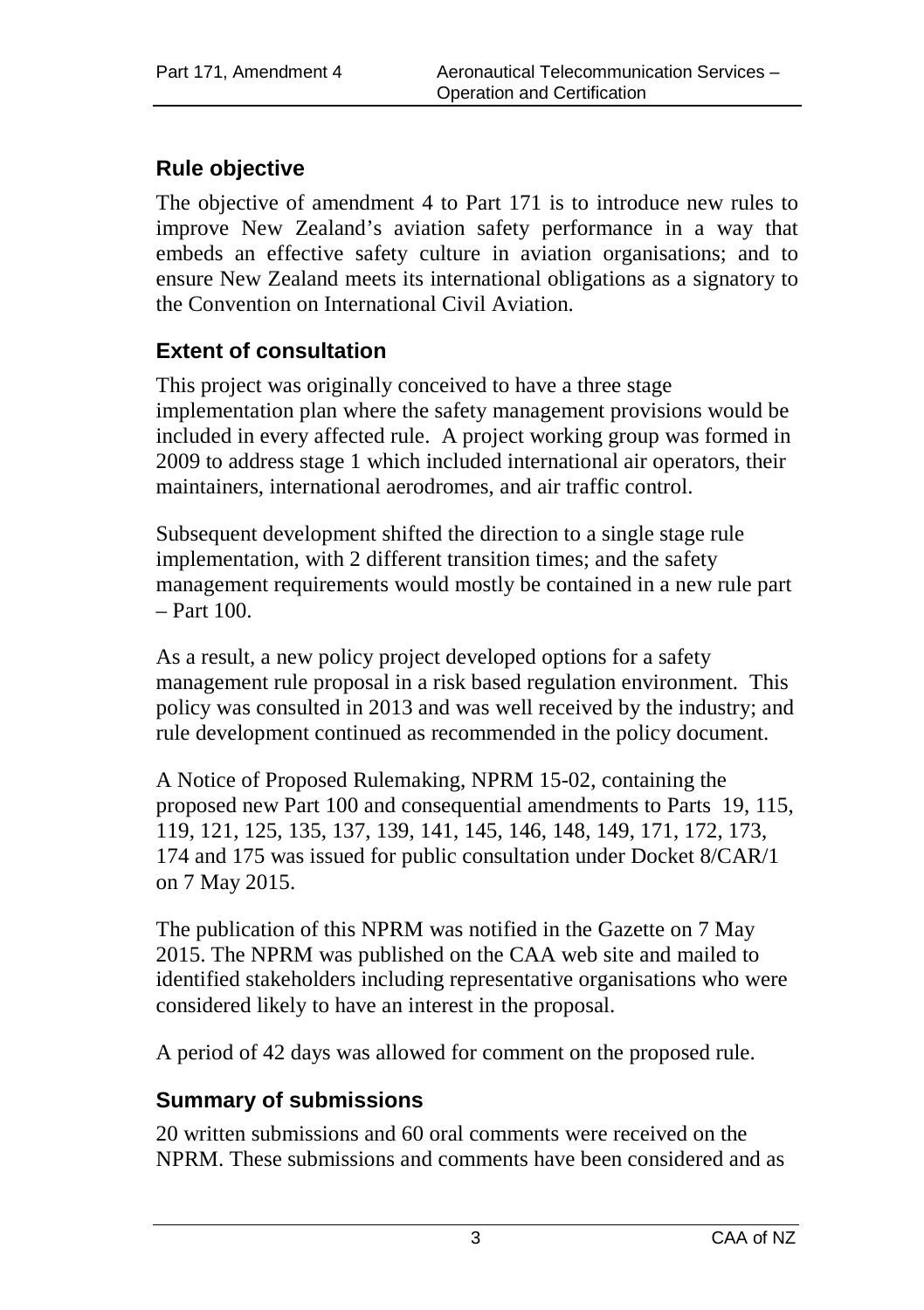## Rule objective

The objective of amendment 4 to Part 171 is to introduce new rules to improve New Zealand's aviation safety performance in a way that embeds an effective safety culture in aviation organisations; and to ensure New Zealand meets its international obligations as a signatory to the Convention on International Civil Aviation.

## Extent of consultation

This project was originally conceived to have a three stage implementation plan where the safety management provisions would be included in every affected rule. A project working group was formed in 2009 to address stage 1 which included international air operators, their maintainers, international aerodromes, and air traffic control.

Subsequent development shifted the direction to a single stage rule implementation, with 2 different transition times; and the safety management requirements would mostly be contained in a new rule part – Part 100.

As a result, a new policy project developed options for a safety management rule proposal in a risk based regulation environment. This policy was consulted in 2013 and was well received by the industry; and rule development continued as recommended in the policy document.

A Notice of Proposed Rulemaking, NPRM 15-02, containing the proposed new Part 100 and consequential amendments to Parts 19, 115, 119, 121, 125, 135, 137, 139, 141, 145, 146, 148, 149, 171, 172, 173, 174 and 175 was issued for public consultation under Docket 8/CAR/1 on 7 May 2015.

The publication of this NPRM was notified in the Gazette on 7 May 2015. The NPRM was published on the CAA web site and mailed to identified stakeholders including representative organisations who were considered likely to have an interest in the proposal.

A period of 42 days was allowed for comment on the proposed rule.

## Summary of submissions

20 written submissions and 60 oral comments were received on the NPRM. These submissions and comments have been considered and as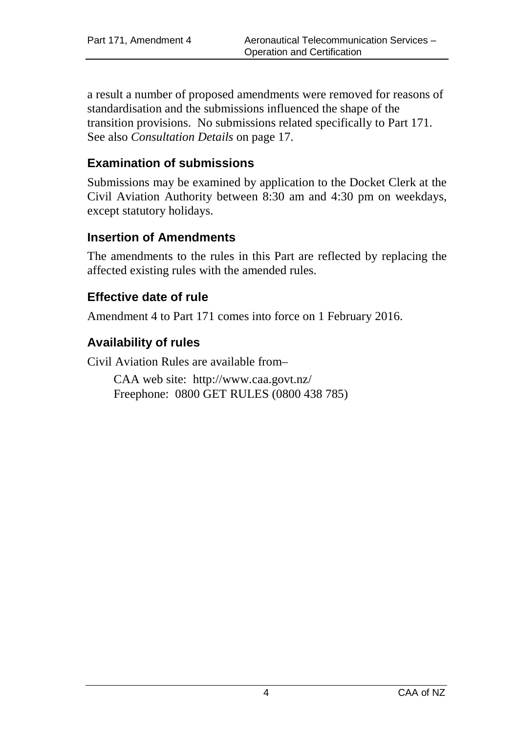a result a number of proposed amendments were removed for reasons of standardisation and the submissions influenced the shape of the transition provisions. No submissions related specifically to Part 171. See also *Consultation Details* on page 17.

## Examination of submissions

Submissions may be examined by application to the Docket Clerk at the Civil Aviation Authority between 8:30 am and 4:30 pm on weekdays, except statutory holidays.

## Insertion of Amendments

The amendments to the rules in this Part are reflected by replacing the affected existing rules with the amended rules.

## Effective date of rule

Amendment 4 to Part 171 comes into force on 1 February 2016.

## Availability of rules

Civil Aviation Rules are available from–

CAA web site: http://www.caa.govt.nz/
Freephone: 0800 GET RULES (0800 438 785)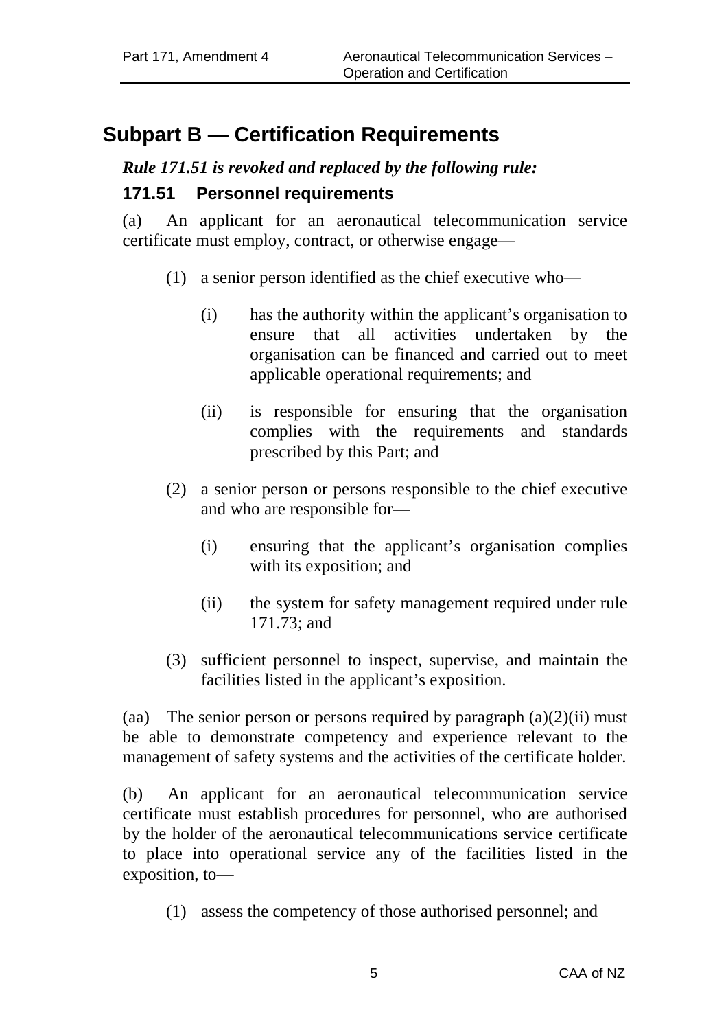# Subpart B — Certification Requirements

***Rule 171.51 is revoked and replaced by the following rule:***

### 171.51 Personnel requirements

(a) An applicant for an aeronautical telecommunication service certificate must employ, contract, or otherwise engage—

(1) a senior person identified as the chief executive who—

(i) has the authority within the applicant's organisation to ensure that all activities undertaken by the organisation can be financed and carried out to meet applicable operational requirements; and

(ii) is responsible for ensuring that the organisation complies with the requirements and standards prescribed by this Part; and

(2) a senior person or persons responsible to the chief executive and who are responsible for—

(i) ensuring that the applicant's organisation complies with its exposition; and

(ii) the system for safety management required under rule 171.73; and

(3) sufficient personnel to inspect, supervise, and maintain the facilities listed in the applicant's exposition.

(aa) The senior person or persons required by paragraph (a)(2)(ii) must be able to demonstrate competency and experience relevant to the management of safety systems and the activities of the certificate holder.

(b) An applicant for an aeronautical telecommunication service certificate must establish procedures for personnel, who are authorised by the holder of the aeronautical telecommunications service certificate to place into operational service any of the facilities listed in the exposition, to—

(1) assess the competency of those authorised personnel; and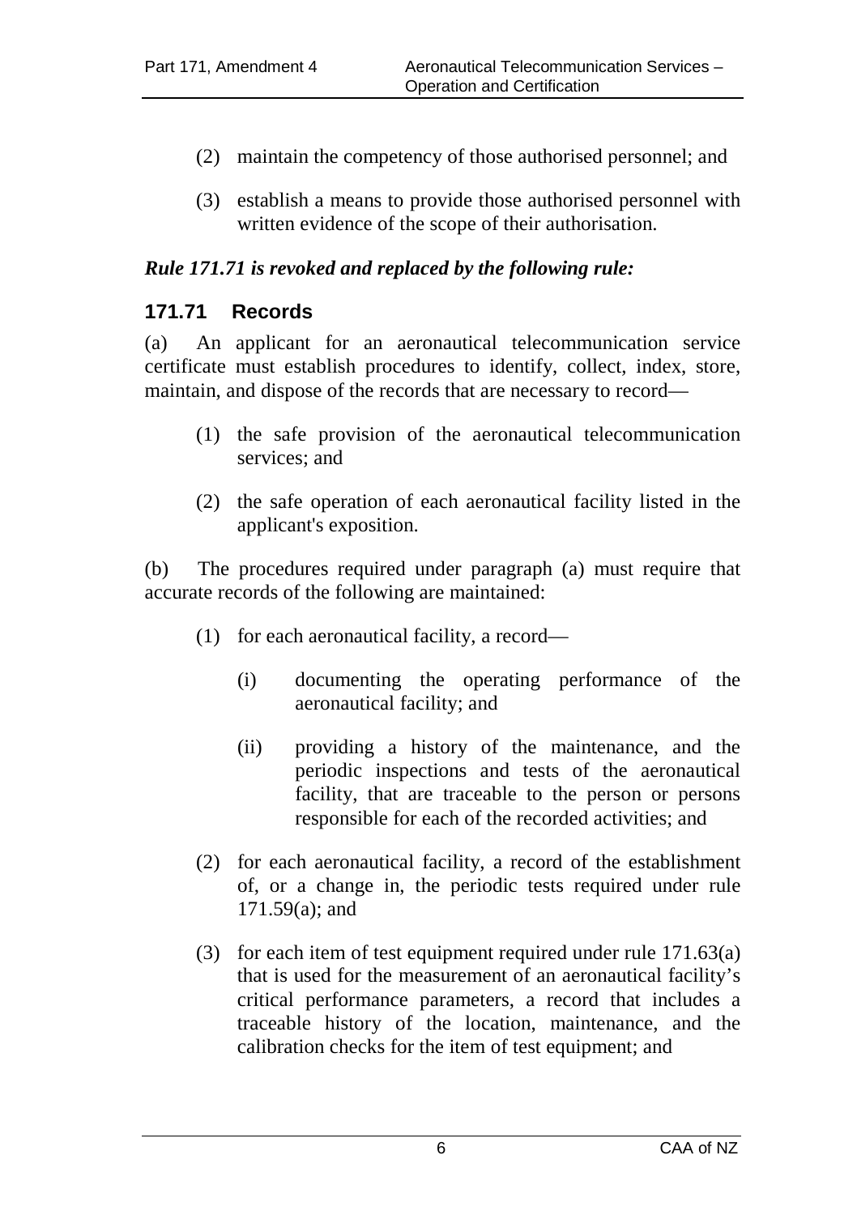(2) maintain the competency of those authorised personnel; and

(3) establish a means to provide those authorised personnel with written evidence of the scope of their authorisation.

***Rule 171.71 is revoked and replaced by the following rule:***

### 171.71 Records

(a) An applicant for an aeronautical telecommunication service certificate must establish procedures to identify, collect, index, store, maintain, and dispose of the records that are necessary to record—

(1) the safe provision of the aeronautical telecommunication services; and

(2) the safe operation of each aeronautical facility listed in the applicant's exposition.

(b) The procedures required under paragraph (a) must require that accurate records of the following are maintained:

(1) for each aeronautical facility, a record—

(i) documenting the operating performance of the aeronautical facility; and

(ii) providing a history of the maintenance, and the periodic inspections and tests of the aeronautical facility, that are traceable to the person or persons responsible for each of the recorded activities; and

(2) for each aeronautical facility, a record of the establishment of, or a change in, the periodic tests required under rule 171.59(a); and

(3) for each item of test equipment required under rule 171.63(a) that is used for the measurement of an aeronautical facility's critical performance parameters, a record that includes a traceable history of the location, maintenance, and the calibration checks for the item of test equipment; and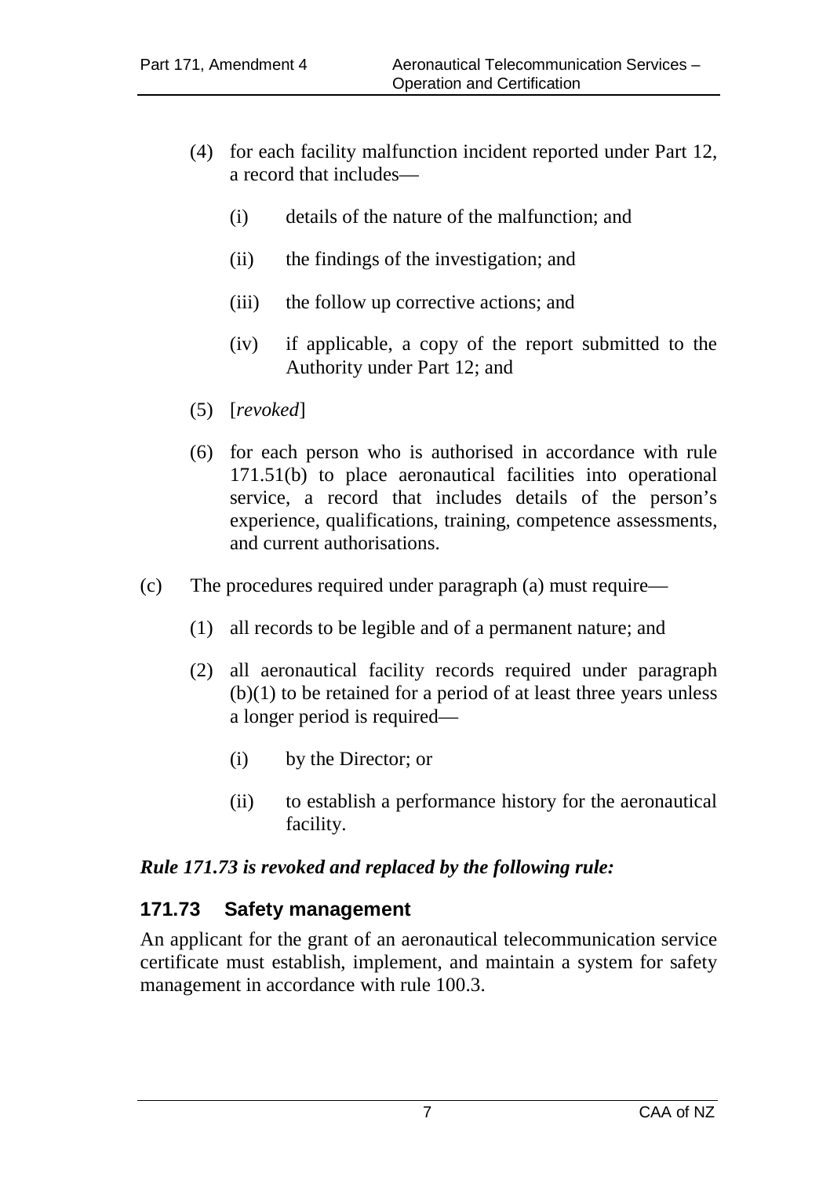(4) for each facility malfunction incident reported under Part 12, a record that includes—

   (i) details of the nature of the malfunction; and

   (ii) the findings of the investigation; and

   (iii) the follow up corrective actions; and

   (iv) if applicable, a copy of the report submitted to the Authority under Part 12; and

(5) [*revoked*]

(6) for each person who is authorised in accordance with rule 171.51(b) to place aeronautical facilities into operational service, a record that includes details of the person's experience, qualifications, training, competence assessments, and current authorisations.

(c) The procedures required under paragraph (a) must require—

   (1) all records to be legible and of a permanent nature; and

   (2) all aeronautical facility records required under paragraph (b)(1) to be retained for a period of at least three years unless a longer period is required—

      (i) by the Director; or

      (ii) to establish a performance history for the aeronautical facility.

***Rule 171.73 is revoked and replaced by the following rule:***

### 171.73 Safety management

An applicant for the grant of an aeronautical telecommunication service certificate must establish, implement, and maintain a system for safety management in accordance with rule 100.3.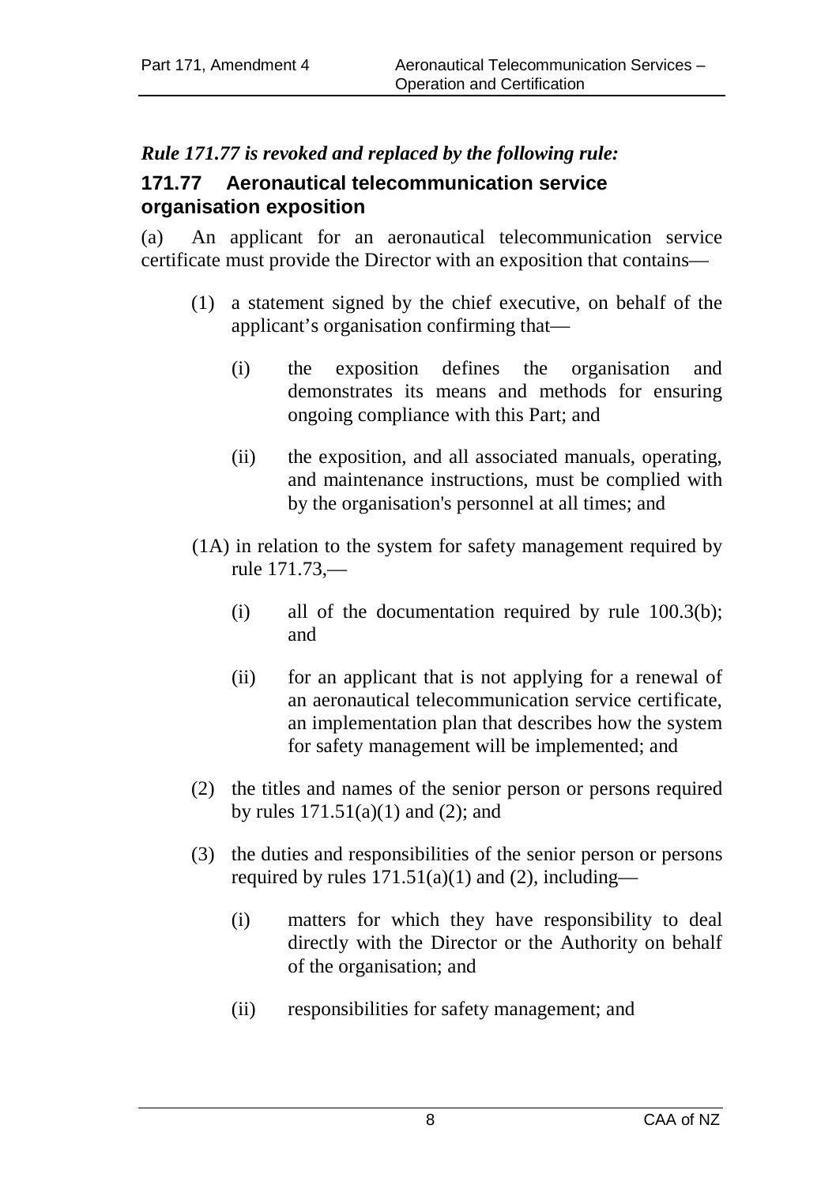***Rule 171.77 is revoked and replaced by the following rule:***

## 171.77 Aeronautical telecommunication service organisation exposition

(a) An applicant for an aeronautical telecommunication service certificate must provide the Director with an exposition that contains—

(1) a statement signed by the chief executive, on behalf of the applicant's organisation confirming that—

(i) the exposition defines the organisation and demonstrates its means and methods for ensuring ongoing compliance with this Part; and

(ii) the exposition, and all associated manuals, operating, and maintenance instructions, must be complied with by the organisation's personnel at all times; and

(1A) in relation to the system for safety management required by rule 171.73,—

(i) all of the documentation required by rule 100.3(b); and

(ii) for an applicant that is not applying for a renewal of an aeronautical telecommunication service certificate, an implementation plan that describes how the system for safety management will be implemented; and

(2) the titles and names of the senior person or persons required by rules 171.51(a)(1) and (2); and

(3) the duties and responsibilities of the senior person or persons required by rules 171.51(a)(1) and (2), including—

(i) matters for which they have responsibility to deal directly with the Director or the Authority on behalf of the organisation; and

(ii) responsibilities for safety management; and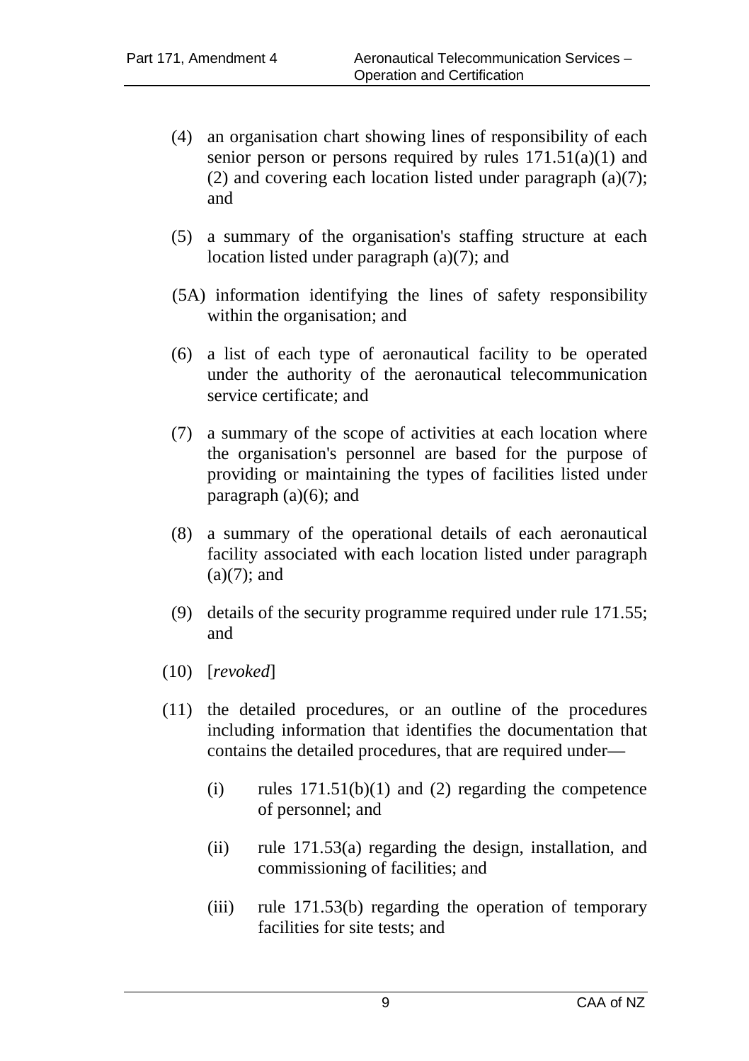(4) an organisation chart showing lines of responsibility of each senior person or persons required by rules 171.51(a)(1) and (2) and covering each location listed under paragraph (a)(7); and

(5) a summary of the organisation's staffing structure at each location listed under paragraph (a)(7); and

(5A) information identifying the lines of safety responsibility within the organisation; and

(6) a list of each type of aeronautical facility to be operated under the authority of the aeronautical telecommunication service certificate; and

(7) a summary of the scope of activities at each location where the organisation's personnel are based for the purpose of providing or maintaining the types of facilities listed under paragraph (a)(6); and

(8) a summary of the operational details of each aeronautical facility associated with each location listed under paragraph (a)(7); and

(9) details of the security programme required under rule 171.55; and

(10) [*revoked*]

(11) the detailed procedures, or an outline of the procedures including information that identifies the documentation that contains the detailed procedures, that are required under—

   (i) rules 171.51(b)(1) and (2) regarding the competence of personnel; and

   (ii) rule 171.53(a) regarding the design, installation, and commissioning of facilities; and

   (iii) rule 171.53(b) regarding the operation of temporary facilities for site tests; and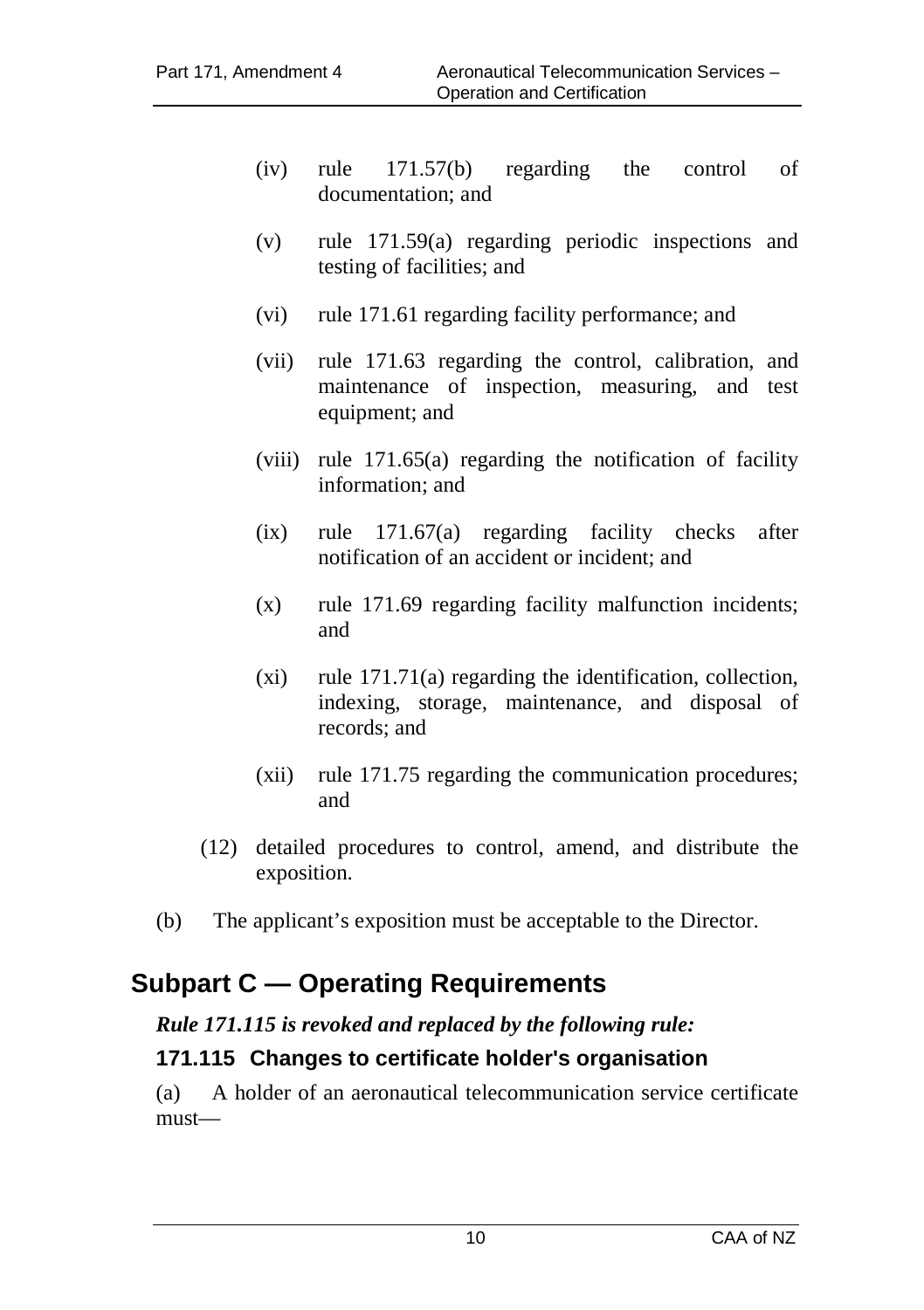(iv) rule 171.57(b) regarding the control of documentation; and

(v) rule 171.59(a) regarding periodic inspections and testing of facilities; and

(vi) rule 171.61 regarding facility performance; and

(vii) rule 171.63 regarding the control, calibration, and maintenance of inspection, measuring, and test equipment; and

(viii) rule 171.65(a) regarding the notification of facility information; and

(ix) rule 171.67(a) regarding facility checks after notification of an accident or incident; and

(x) rule 171.69 regarding facility malfunction incidents; and

(xi) rule 171.71(a) regarding the identification, collection, indexing, storage, maintenance, and disposal of records; and

(xii) rule 171.75 regarding the communication procedures; and

(12) detailed procedures to control, amend, and distribute the exposition.

(b) The applicant's exposition must be acceptable to the Director.

## Subpart C — Operating Requirements

***Rule 171.115 is revoked and replaced by the following rule:***

### 171.115 Changes to certificate holder's organisation

(a) A holder of an aeronautical telecommunication service certificate must—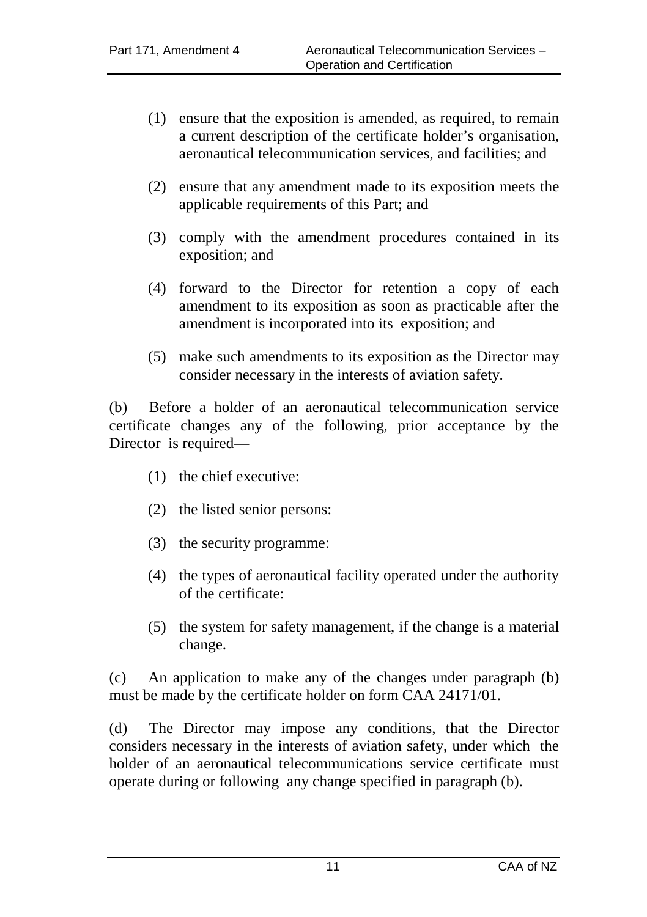(1) ensure that the exposition is amended, as required, to remain a current description of the certificate holder's organisation, aeronautical telecommunication services, and facilities; and

(2) ensure that any amendment made to its exposition meets the applicable requirements of this Part; and

(3) comply with the amendment procedures contained in its exposition; and

(4) forward to the Director for retention a copy of each amendment to its exposition as soon as practicable after the amendment is incorporated into its exposition; and

(5) make such amendments to its exposition as the Director may consider necessary in the interests of aviation safety.

(b) Before a holder of an aeronautical telecommunication service certificate changes any of the following, prior acceptance by the Director is required—

(1) the chief executive:

(2) the listed senior persons:

(3) the security programme:

(4) the types of aeronautical facility operated under the authority of the certificate:

(5) the system for safety management, if the change is a material change.

(c) An application to make any of the changes under paragraph (b) must be made by the certificate holder on form CAA 24171/01.

(d) The Director may impose any conditions, that the Director considers necessary in the interests of aviation safety, under which the holder of an aeronautical telecommunications service certificate must operate during or following any change specified in paragraph (b).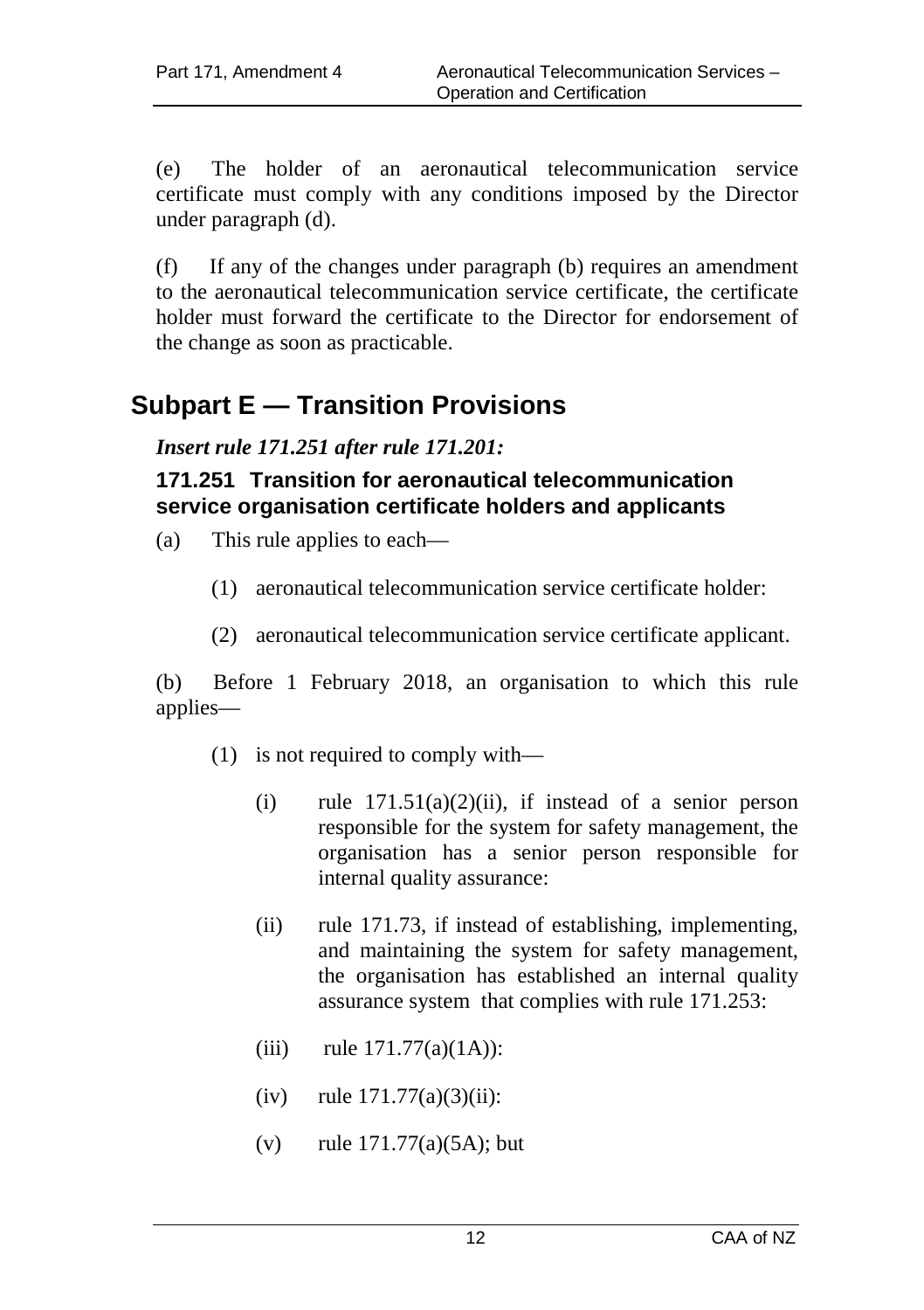(e) The holder of an aeronautical telecommunication service certificate must comply with any conditions imposed by the Director under paragraph (d).

(f) If any of the changes under paragraph (b) requires an amendment to the aeronautical telecommunication service certificate, the certificate holder must forward the certificate to the Director for endorsement of the change as soon as practicable.

## Subpart E — Transition Provisions

***Insert rule 171.251 after rule 171.201:***

### 171.251 Transition for aeronautical telecommunication service organisation certificate holders and applicants

(a) This rule applies to each—

(1) aeronautical telecommunication service certificate holder:

(2) aeronautical telecommunication service certificate applicant.

(b) Before 1 February 2018, an organisation to which this rule applies—

(1) is not required to comply with—

(i) rule 171.51(a)(2)(ii), if instead of a senior person responsible for the system for safety management, the organisation has a senior person responsible for internal quality assurance:

(ii) rule 171.73, if instead of establishing, implementing, and maintaining the system for safety management, the organisation has established an internal quality assurance system that complies with rule 171.253:

(iii) rule 171.77(a)(1A)):

(iv) rule 171.77(a)(3)(ii):

(v) rule 171.77(a)(5A); but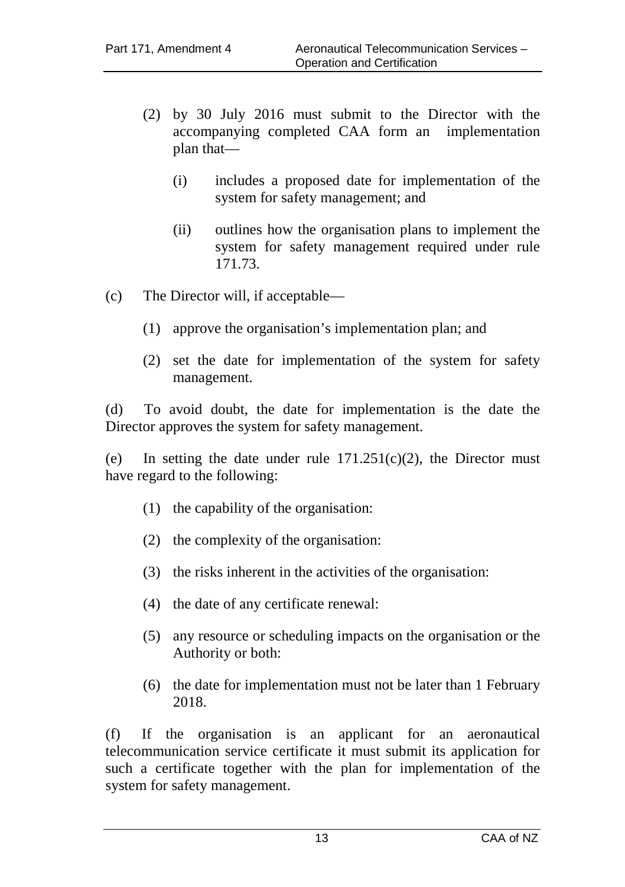(2) by 30 July 2016 must submit to the Director with the accompanying completed CAA form an implementation plan that—

  (i) includes a proposed date for implementation of the system for safety management; and

  (ii) outlines how the organisation plans to implement the system for safety management required under rule 171.73.

(c) The Director will, if acceptable—

  (1) approve the organisation's implementation plan; and

  (2) set the date for implementation of the system for safety management.

(d) To avoid doubt, the date for implementation is the date the Director approves the system for safety management.

(e) In setting the date under rule 171.251(c)(2), the Director must have regard to the following:

  (1) the capability of the organisation:

  (2) the complexity of the organisation:

  (3) the risks inherent in the activities of the organisation:

  (4) the date of any certificate renewal:

  (5) any resource or scheduling impacts on the organisation or the Authority or both:

  (6) the date for implementation must not be later than 1 February 2018.

(f) If the organisation is an applicant for an aeronautical telecommunication service certificate it must submit its application for such a certificate together with the plan for implementation of the system for safety management.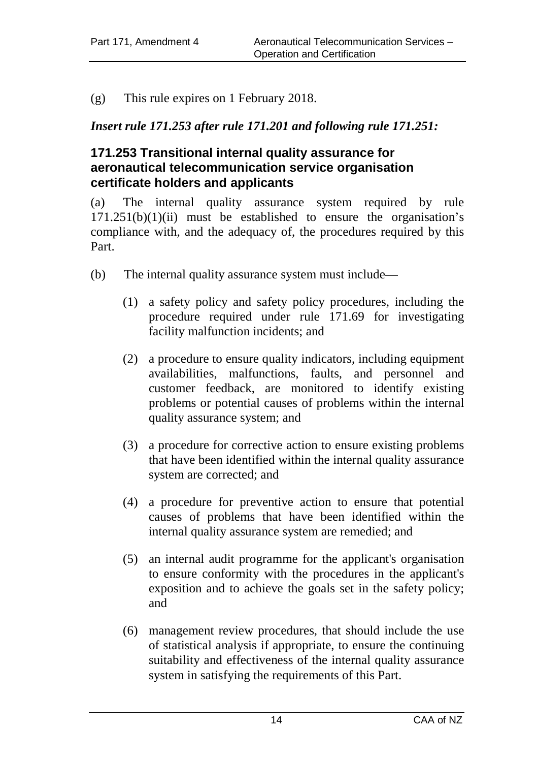(g) This rule expires on 1 February 2018.

***Insert rule 171.253 after rule 171.201 and following rule 171.251:***

### 171.253 Transitional internal quality assurance for aeronautical telecommunication service organisation certificate holders and applicants

(a) The internal quality assurance system required by rule 171.251(b)(1)(ii) must be established to ensure the organisation's compliance with, and the adequacy of, the procedures required by this Part.

(b) The internal quality assurance system must include—

(1) a safety policy and safety policy procedures, including the procedure required under rule 171.69 for investigating facility malfunction incidents; and

(2) a procedure to ensure quality indicators, including equipment availabilities, malfunctions, faults, and personnel and customer feedback, are monitored to identify existing problems or potential causes of problems within the internal quality assurance system; and

(3) a procedure for corrective action to ensure existing problems that have been identified within the internal quality assurance system are corrected; and

(4) a procedure for preventive action to ensure that potential causes of problems that have been identified within the internal quality assurance system are remedied; and

(5) an internal audit programme for the applicant's organisation to ensure conformity with the procedures in the applicant's exposition and to achieve the goals set in the safety policy; and

(6) management review procedures, that should include the use of statistical analysis if appropriate, to ensure the continuing suitability and effectiveness of the internal quality assurance system in satisfying the requirements of this Part.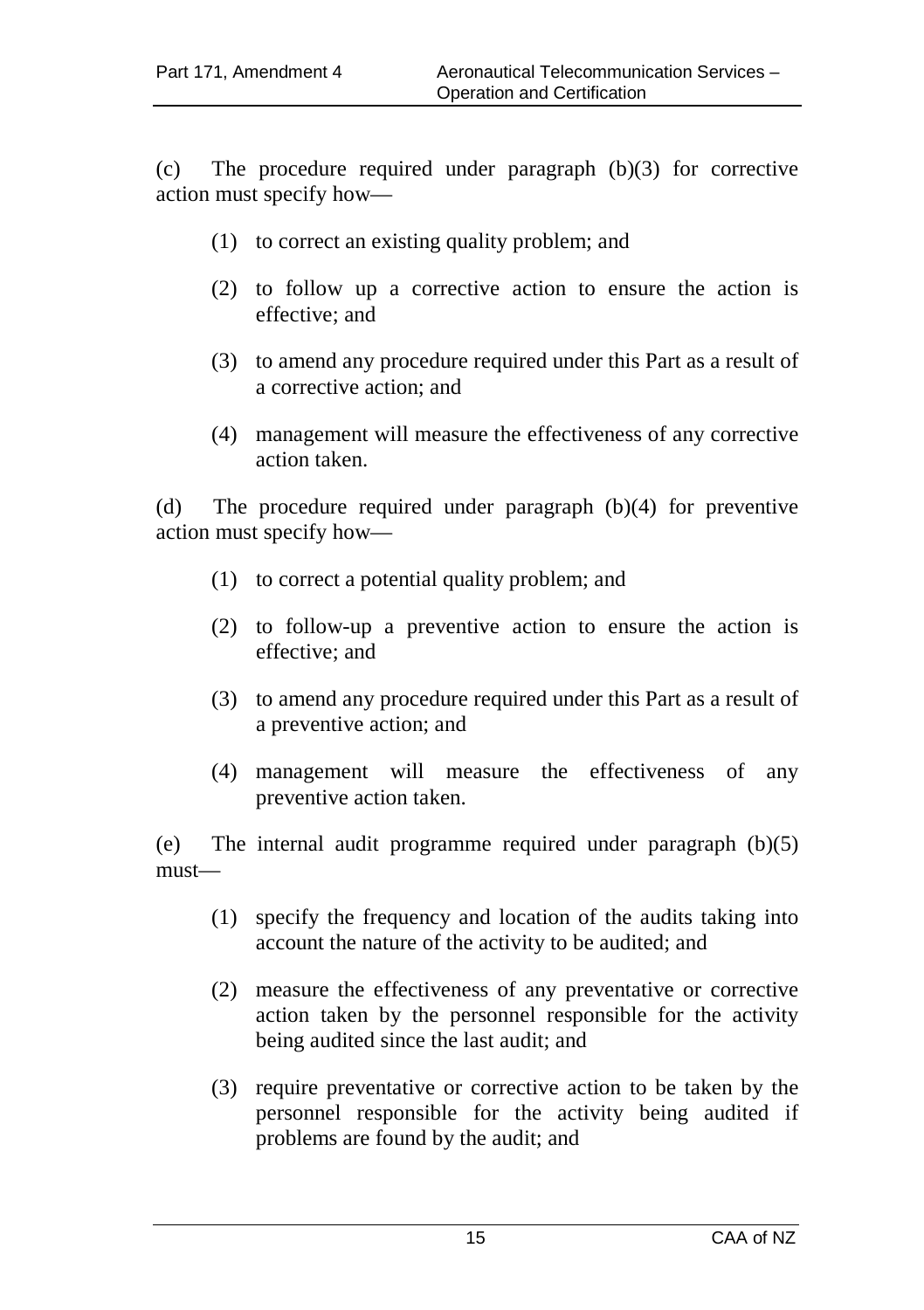(c) The procedure required under paragraph (b)(3) for corrective action must specify how—

(1) to correct an existing quality problem; and

(2) to follow up a corrective action to ensure the action is effective; and

(3) to amend any procedure required under this Part as a result of a corrective action; and

(4) management will measure the effectiveness of any corrective action taken.

(d) The procedure required under paragraph (b)(4) for preventive action must specify how—

(1) to correct a potential quality problem; and

(2) to follow-up a preventive action to ensure the action is effective; and

(3) to amend any procedure required under this Part as a result of a preventive action; and

(4) management will measure the effectiveness of any preventive action taken.

(e) The internal audit programme required under paragraph (b)(5) must—

(1) specify the frequency and location of the audits taking into account the nature of the activity to be audited; and

(2) measure the effectiveness of any preventative or corrective action taken by the personnel responsible for the activity being audited since the last audit; and

(3) require preventative or corrective action to be taken by the personnel responsible for the activity being audited if problems are found by the audit; and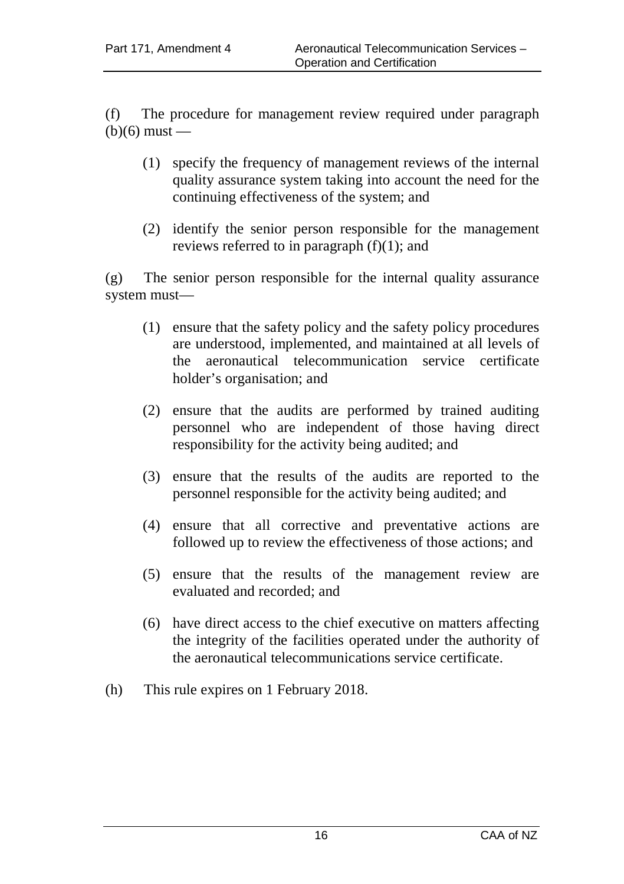(f) The procedure for management review required under paragraph (b)(6) must —

(1) specify the frequency of management reviews of the internal quality assurance system taking into account the need for the continuing effectiveness of the system; and

(2) identify the senior person responsible for the management reviews referred to in paragraph (f)(1); and

(g) The senior person responsible for the internal quality assurance system must—

(1) ensure that the safety policy and the safety policy procedures are understood, implemented, and maintained at all levels of the aeronautical telecommunication service certificate holder's organisation; and

(2) ensure that the audits are performed by trained auditing personnel who are independent of those having direct responsibility for the activity being audited; and

(3) ensure that the results of the audits are reported to the personnel responsible for the activity being audited; and

(4) ensure that all corrective and preventative actions are followed up to review the effectiveness of those actions; and

(5) ensure that the results of the management review are evaluated and recorded; and

(6) have direct access to the chief executive on matters affecting the integrity of the facilities operated under the authority of the aeronautical telecommunications service certificate.

(h) This rule expires on 1 February 2018.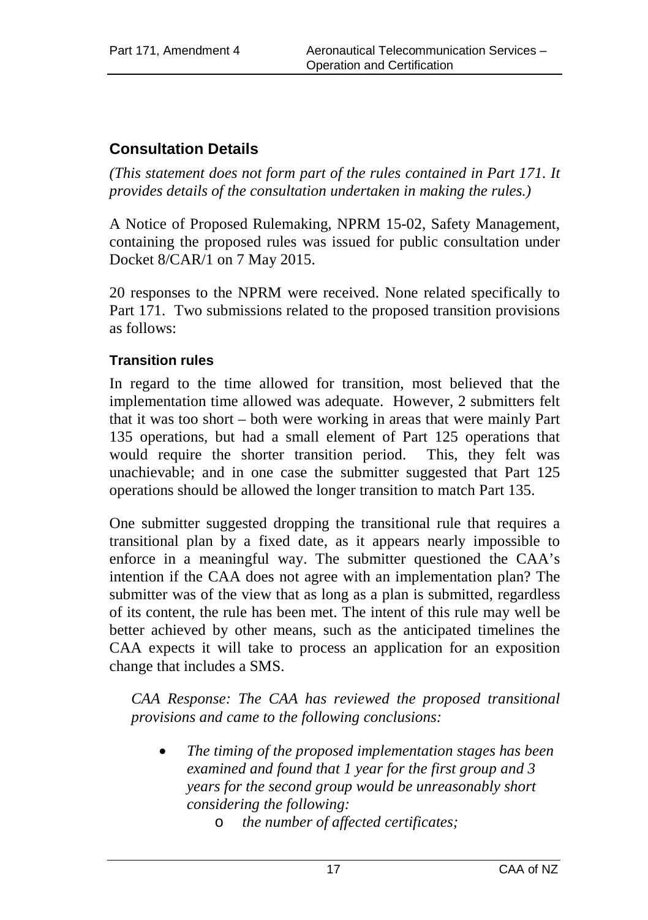## Consultation Details

*(This statement does not form part of the rules contained in Part 171. It provides details of the consultation undertaken in making the rules.)*

A Notice of Proposed Rulemaking, NPRM 15-02, Safety Management, containing the proposed rules was issued for public consultation under Docket 8/CAR/1 on 7 May 2015.

20 responses to the NPRM were received. None related specifically to Part 171. Two submissions related to the proposed transition provisions as follows:

### Transition rules

In regard to the time allowed for transition, most believed that the implementation time allowed was adequate. However, 2 submitters felt that it was too short – both were working in areas that were mainly Part 135 operations, but had a small element of Part 125 operations that would require the shorter transition period. This, they felt was unachievable; and in one case the submitter suggested that Part 125 operations should be allowed the longer transition to match Part 135.

One submitter suggested dropping the transitional rule that requires a transitional plan by a fixed date, as it appears nearly impossible to enforce in a meaningful way. The submitter questioned the CAA's intention if the CAA does not agree with an implementation plan? The submitter was of the view that as long as a plan is submitted, regardless of its content, the rule has been met. The intent of this rule may well be better achieved by other means, such as the anticipated timelines the CAA expects it will take to process an application for an exposition change that includes a SMS.

*CAA Response: The CAA has reviewed the proposed transitional provisions and came to the following conclusions:*

- *The timing of the proposed implementation stages has been examined and found that 1 year for the first group and 3 years for the second group would be unreasonably short considering the following:*
  - *the number of affected certificates;*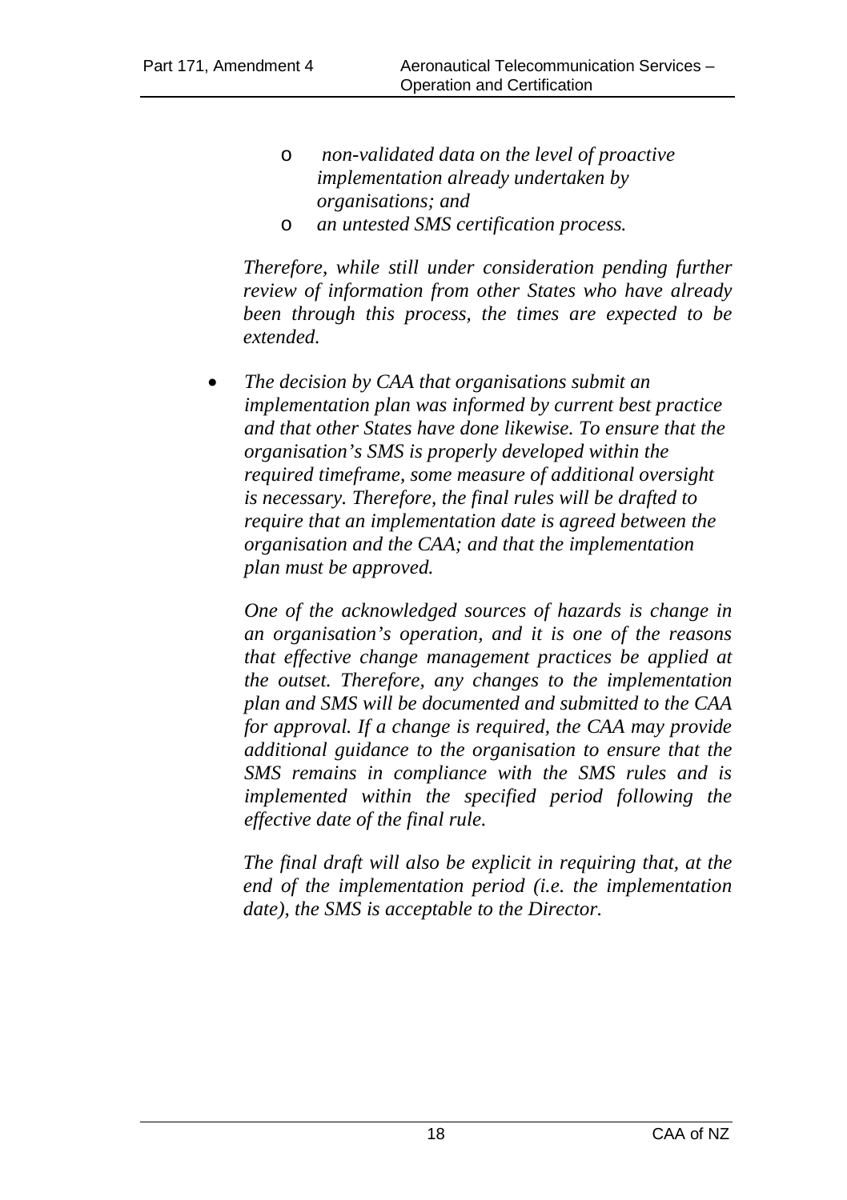- *non-validated data on the level of proactive implementation already undertaken by organisations; and*
  - *an untested SMS certification process.*

  *Therefore, while still under consideration pending further review of information from other States who have already been through this process, the times are expected to be extended.*

- *The decision by CAA that organisations submit an implementation plan was informed by current best practice and that other States have done likewise. To ensure that the organisation's SMS is properly developed within the required timeframe, some measure of additional oversight is necessary. Therefore, the final rules will be drafted to require that an implementation date is agreed between the organisation and the CAA; and that the implementation plan must be approved.*

  *One of the acknowledged sources of hazards is change in an organisation's operation, and it is one of the reasons that effective change management practices be applied at the outset. Therefore, any changes to the implementation plan and SMS will be documented and submitted to the CAA for approval. If a change is required, the CAA may provide additional guidance to the organisation to ensure that the SMS remains in compliance with the SMS rules and is implemented within the specified period following the effective date of the final rule.*

  *The final draft will also be explicit in requiring that, at the end of the implementation period (i.e. the implementation date), the SMS is acceptable to the Director.*